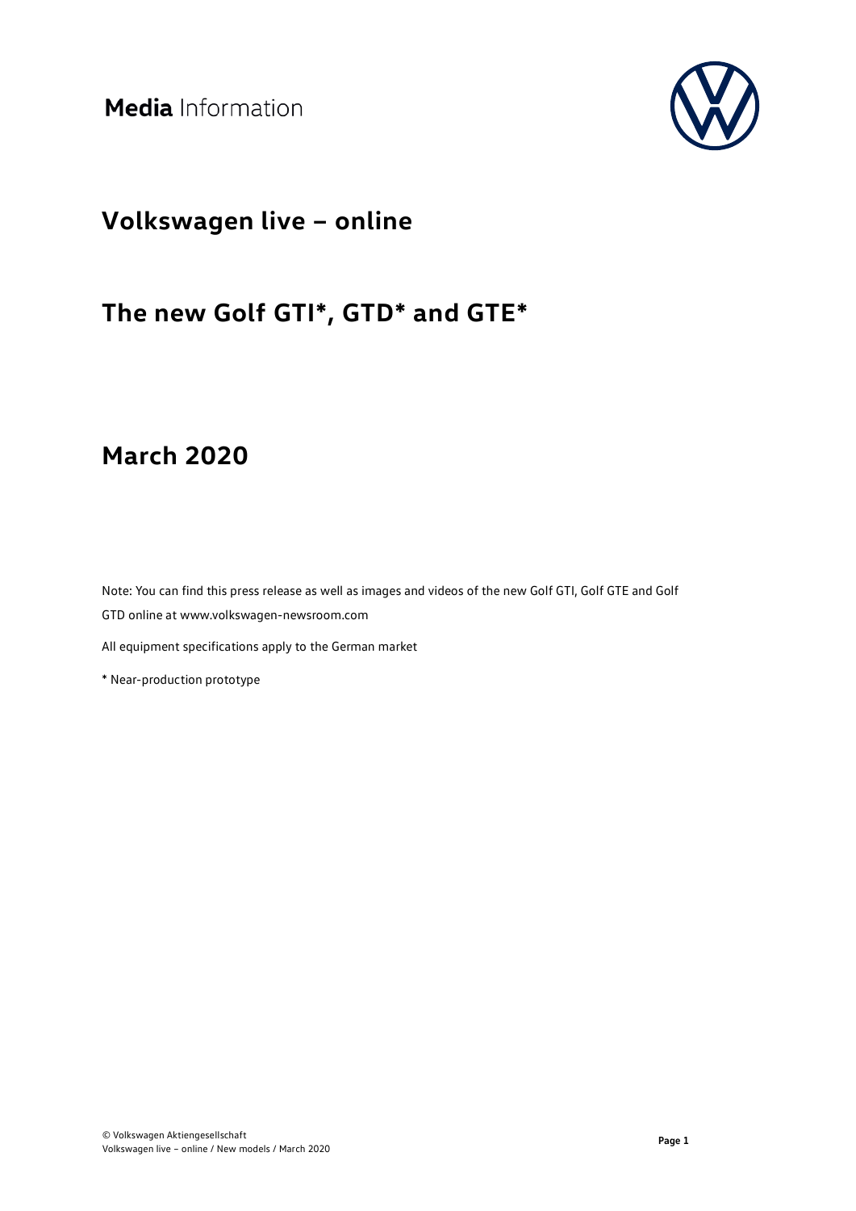**Media** Information

# Volkswagen live – online

# The new Golf GTI*, GTD* and GTE*

# March 2020

Note: You can find this press release as well as images and videos of the new Golf GTI, Golf GTE and Golf GTD online at www.volkswagen-newsroom.com

All equipment specifications apply to the German market

* Near-production prototype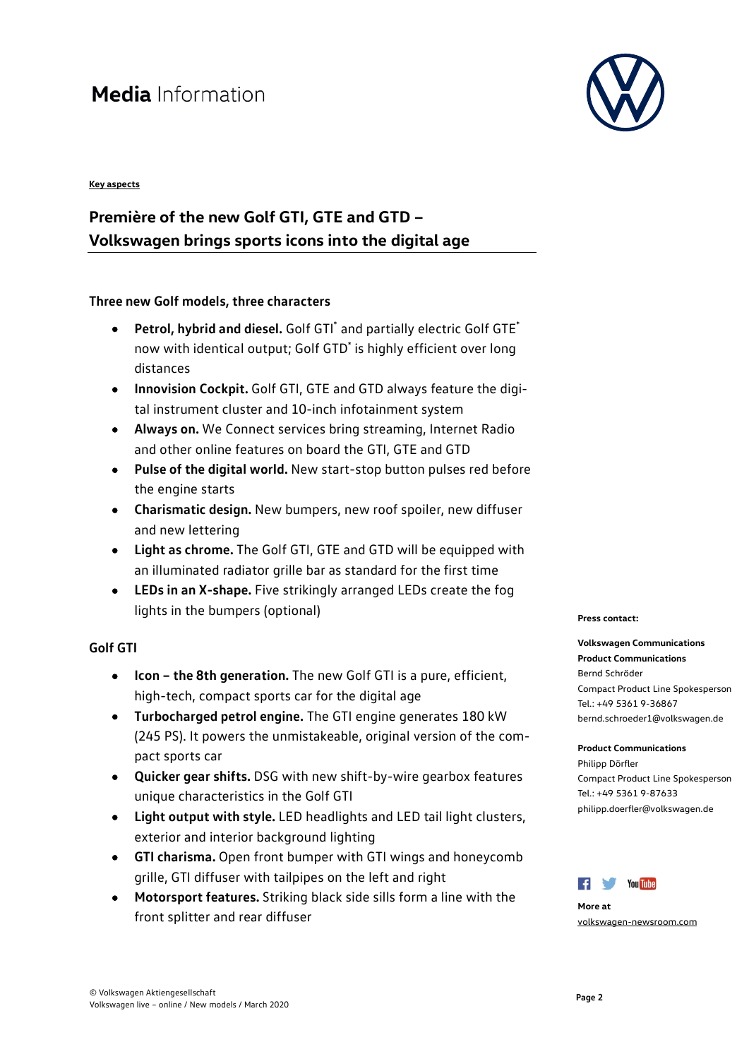**Key aspects**

## Première of the new Golf GTI, GTE and GTD – Volkswagen brings sports icons into the digital age

### Three new Golf models, three characters

- **Petrol, hybrid and diesel.** Golf GTI* and partially electric Golf GTE* now with identical output; Golf GTD* is highly efficient over long distances
- **Innovision Cockpit.** Golf GTI, GTE and GTD always feature the digital instrument cluster and 10-inch infotainment system
- **Always on.** We Connect services bring streaming, Internet Radio and other online features on board the GTI, GTE and GTD
- **Pulse of the digital world.** New start-stop button pulses red before the engine starts
- **Charismatic design.** New bumpers, new roof spoiler, new diffuser and new lettering
- **Light as chrome.** The Golf GTI, GTE and GTD will be equipped with an illuminated radiator grille bar as standard for the first time
- **LEDs in an X-shape.** Five strikingly arranged LEDs create the fog lights in the bumpers (optional)

### Golf GTI

- **Icon – the 8th generation.** The new Golf GTI is a pure, efficient, high-tech, compact sports car for the digital age
- **Turbocharged petrol engine.** The GTI engine generates 180 kW (245 PS). It powers the unmistakeable, original version of the compact sports car
- **Quicker gear shifts.** DSG with new shift-by-wire gearbox features unique characteristics in the Golf GTI
- **Light output with style.** LED headlights and LED tail light clusters, exterior and interior background lighting
- **GTI charisma.** Open front bumper with GTI wings and honeycomb grille, GTI diffuser with tailpipes on the left and right
- **Motorsport features.** Striking black side sills form a line with the front splitter and rear diffuser

**Press contact:**

**Volkswagen Communications**
**Product Communications**
Bernd Schröder
Compact Product Line Spokesperson
Tel.: +49 5361 9-36867
bernd.schroeder1@volkswagen.de

**Product Communications**
Philipp Dörfler
Compact Product Line Spokesperson
Tel.: +49 5361 9-87633
philipp.doerfler@volkswagen.de

**More at**
volkswagen-newsroom.com

© Volkswagen Aktiengesellschaft
Volkswagen live – online / New models / March 2020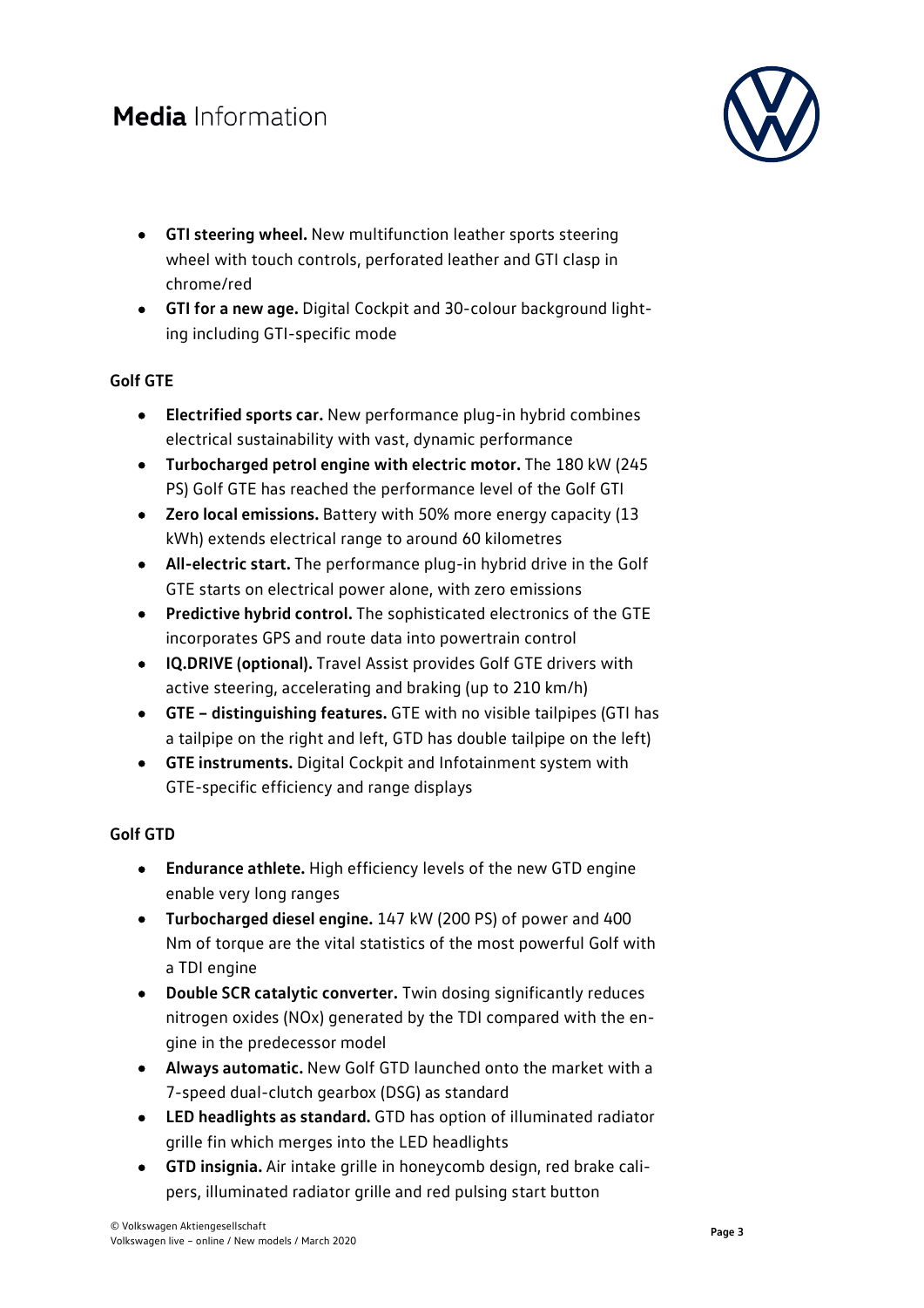- **GTI steering wheel.** New multifunction leather sports steering wheel with touch controls, perforated leather and GTI clasp in chrome/red
- **GTI for a new age.** Digital Cockpit and 30-colour background lighting including GTI-specific mode

**Golf GTE**

- **Electrified sports car.** New performance plug-in hybrid combines electrical sustainability with vast, dynamic performance
- **Turbocharged petrol engine with electric motor.** The 180 kW (245 PS) Golf GTE has reached the performance level of the Golf GTI
- **Zero local emissions.** Battery with 50% more energy capacity (13 kWh) extends electrical range to around 60 kilometres
- **All-electric start.** The performance plug-in hybrid drive in the Golf GTE starts on electrical power alone, with zero emissions
- **Predictive hybrid control.** The sophisticated electronics of the GTE incorporates GPS and route data into powertrain control
- **IQ.DRIVE (optional).** Travel Assist provides Golf GTE drivers with active steering, accelerating and braking (up to 210 km/h)
- **GTE – distinguishing features.** GTE with no visible tailpipes (GTI has a tailpipe on the right and left, GTD has double tailpipe on the left)
- **GTE instruments.** Digital Cockpit and Infotainment system with GTE-specific efficiency and range displays

**Golf GTD**

- **Endurance athlete.** High efficiency levels of the new GTD engine enable very long ranges
- **Turbocharged diesel engine.** 147 kW (200 PS) of power and 400 Nm of torque are the vital statistics of the most powerful Golf with a TDI engine
- **Double SCR catalytic converter.** Twin dosing significantly reduces nitrogen oxides (NOx) generated by the TDI compared with the engine in the predecessor model
- **Always automatic.** New Golf GTD launched onto the market with a 7-speed dual-clutch gearbox (DSG) as standard
- **LED headlights as standard.** GTD has option of illuminated radiator grille fin which merges into the LED headlights
- **GTD insignia.** Air intake grille in honeycomb design, red brake calipers, illuminated radiator grille and red pulsing start button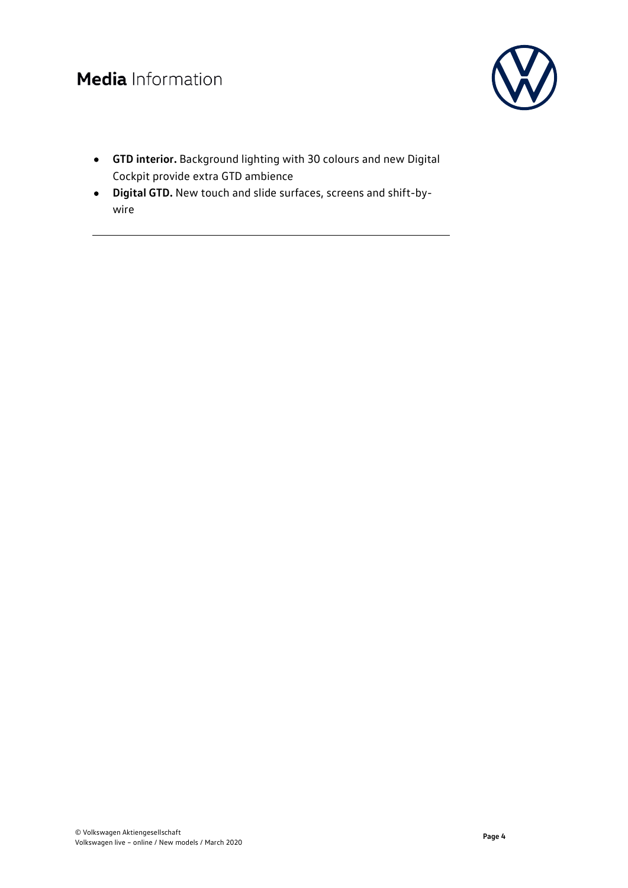- **GTD interior.** Background lighting with 30 colours and new Digital Cockpit provide extra GTD ambience
- **Digital GTD.** New touch and slide surfaces, screens and shift-by-wire

---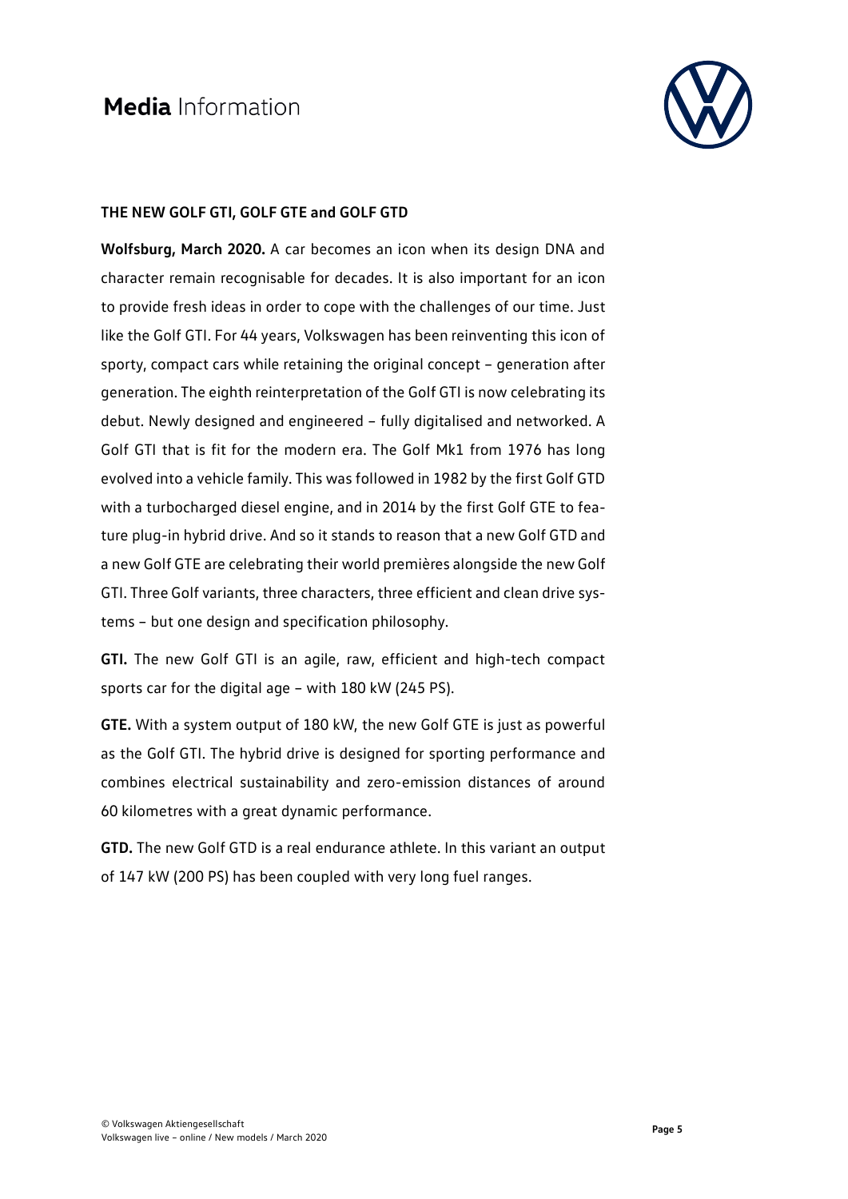## THE NEW GOLF GTI, GOLF GTE and GOLF GTD

**Wolfsburg, March 2020.** A car becomes an icon when its design DNA and character remain recognisable for decades. It is also important for an icon to provide fresh ideas in order to cope with the challenges of our time. Just like the Golf GTI. For 44 years, Volkswagen has been reinventing this icon of sporty, compact cars while retaining the original concept – generation after generation. The eighth reinterpretation of the Golf GTI is now celebrating its debut. Newly designed and engineered – fully digitalised and networked. A Golf GTI that is fit for the modern era. The Golf Mk1 from 1976 has long evolved into a vehicle family. This was followed in 1982 by the first Golf GTD with a turbocharged diesel engine, and in 2014 by the first Golf GTE to feature plug-in hybrid drive. And so it stands to reason that a new Golf GTD and a new Golf GTE are celebrating their world premières alongside the new Golf GTI. Three Golf variants, three characters, three efficient and clean drive systems – but one design and specification philosophy.

**GTI.** The new Golf GTI is an agile, raw, efficient and high-tech compact sports car for the digital age – with 180 kW (245 PS).

**GTE.** With a system output of 180 kW, the new Golf GTE is just as powerful as the Golf GTI. The hybrid drive is designed for sporting performance and combines electrical sustainability and zero-emission distances of around 60 kilometres with a great dynamic performance.

**GTD.** The new Golf GTD is a real endurance athlete. In this variant an output of 147 kW (200 PS) has been coupled with very long fuel ranges.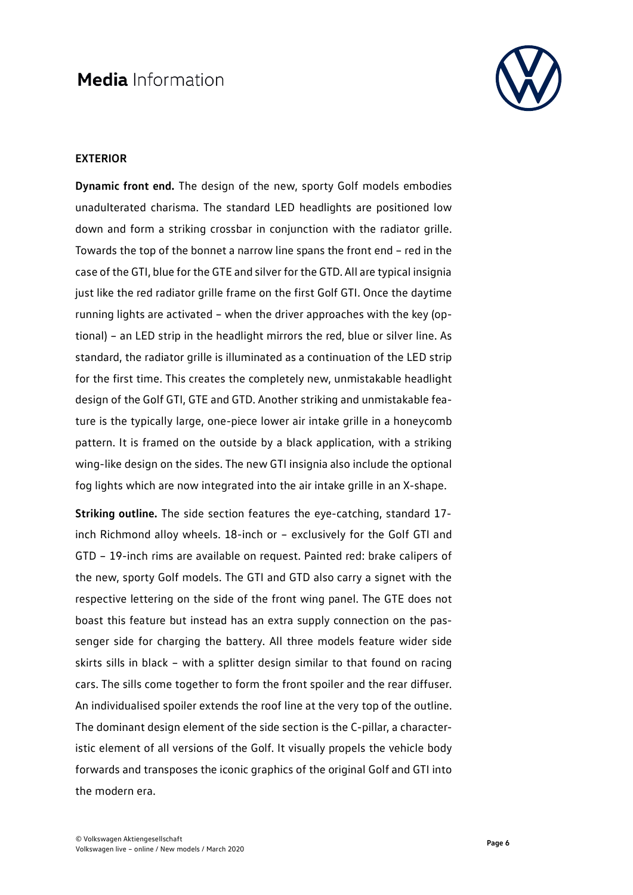## EXTERIOR

**Dynamic front end.** The design of the new, sporty Golf models embodies unadulterated charisma. The standard LED headlights are positioned low down and form a striking crossbar in conjunction with the radiator grille. Towards the top of the bonnet a narrow line spans the front end – red in the case of the GTI, blue for the GTE and silver for the GTD. All are typical insignia just like the red radiator grille frame on the first Golf GTI. Once the daytime running lights are activated – when the driver approaches with the key (optional) – an LED strip in the headlight mirrors the red, blue or silver line. As standard, the radiator grille is illuminated as a continuation of the LED strip for the first time. This creates the completely new, unmistakable headlight design of the Golf GTI, GTE and GTD. Another striking and unmistakable feature is the typically large, one-piece lower air intake grille in a honeycomb pattern. It is framed on the outside by a black application, with a striking wing-like design on the sides. The new GTI insignia also include the optional fog lights which are now integrated into the air intake grille in an X-shape.

**Striking outline.** The side section features the eye-catching, standard 17-inch Richmond alloy wheels. 18-inch or – exclusively for the Golf GTI and GTD – 19-inch rims are available on request. Painted red: brake calipers of the new, sporty Golf models. The GTI and GTD also carry a signet with the respective lettering on the side of the front wing panel. The GTE does not boast this feature but instead has an extra supply connection on the passenger side for charging the battery. All three models feature wider side skirts sills in black – with a splitter design similar to that found on racing cars. The sills come together to form the front spoiler and the rear diffuser. An individualised spoiler extends the roof line at the very top of the outline. The dominant design element of the side section is the C-pillar, a characteristic element of all versions of the Golf. It visually propels the vehicle body forwards and transposes the iconic graphics of the original Golf and GTI into the modern era.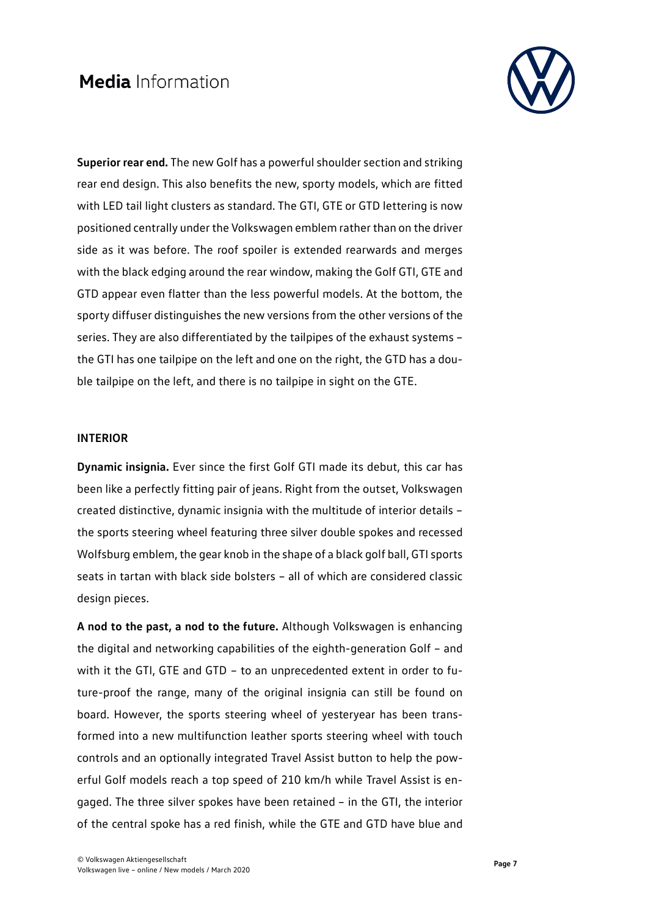**Superior rear end.** The new Golf has a powerful shoulder section and striking rear end design. This also benefits the new, sporty models, which are fitted with LED tail light clusters as standard. The GTI, GTE or GTD lettering is now positioned centrally under the Volkswagen emblem rather than on the driver side as it was before. The roof spoiler is extended rearwards and merges with the black edging around the rear window, making the Golf GTI, GTE and GTD appear even flatter than the less powerful models. At the bottom, the sporty diffuser distinguishes the new versions from the other versions of the series. They are also differentiated by the tailpipes of the exhaust systems – the GTI has one tailpipe on the left and one on the right, the GTD has a double tailpipe on the left, and there is no tailpipe in sight on the GTE.

## INTERIOR

**Dynamic insignia.** Ever since the first Golf GTI made its debut, this car has been like a perfectly fitting pair of jeans. Right from the outset, Volkswagen created distinctive, dynamic insignia with the multitude of interior details – the sports steering wheel featuring three silver double spokes and recessed Wolfsburg emblem, the gear knob in the shape of a black golf ball, GTI sports seats in tartan with black side bolsters – all of which are considered classic design pieces.

**A nod to the past, a nod to the future.** Although Volkswagen is enhancing the digital and networking capabilities of the eighth-generation Golf – and with it the GTI, GTE and GTD – to an unprecedented extent in order to future-proof the range, many of the original insignia can still be found on board. However, the sports steering wheel of yesteryear has been transformed into a new multifunction leather sports steering wheel with touch controls and an optionally integrated Travel Assist button to help the powerful Golf models reach a top speed of 210 km/h while Travel Assist is engaged. The three silver spokes have been retained – in the GTI, the interior of the central spoke has a red finish, while the GTE and GTD have blue and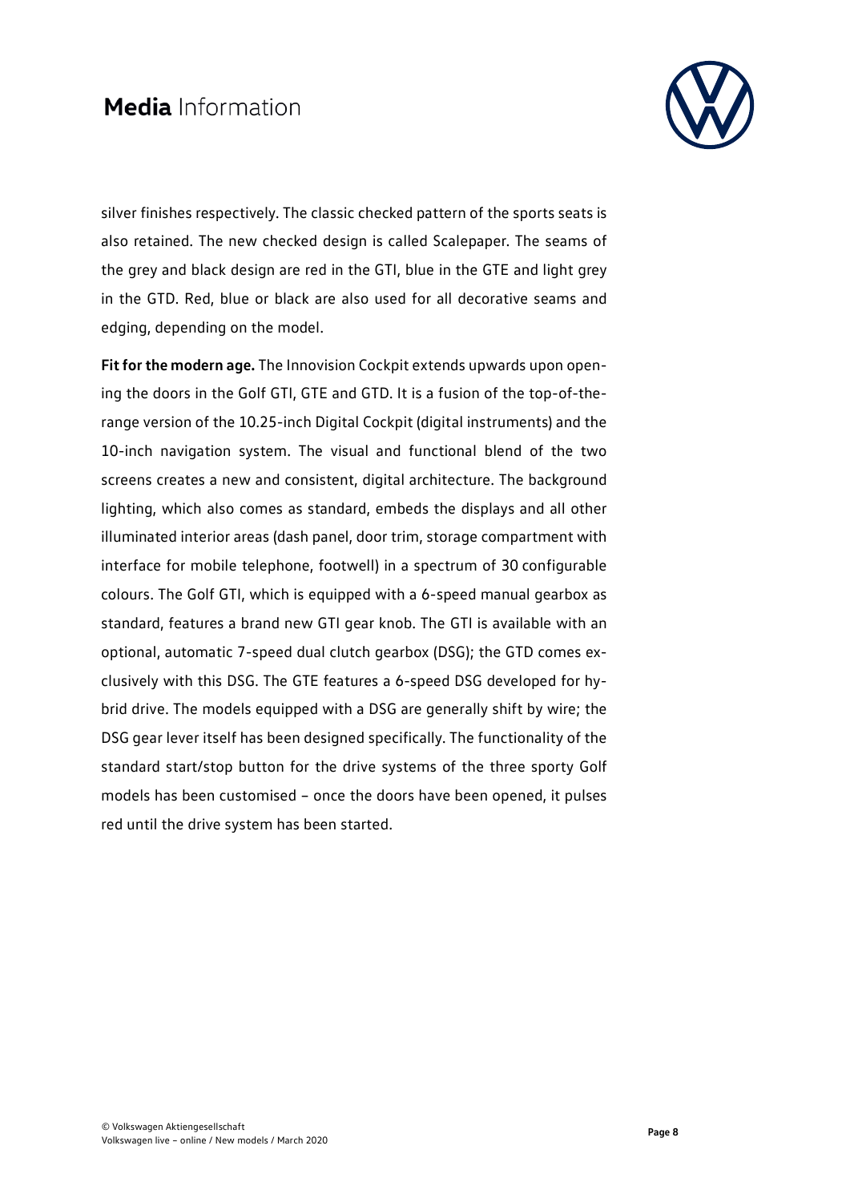silver finishes respectively. The classic checked pattern of the sports seats is also retained. The new checked design is called Scalepaper. The seams of the grey and black design are red in the GTI, blue in the GTE and light grey in the GTD. Red, blue or black are also used for all decorative seams and edging, depending on the model.

**Fit for the modern age.** The Innovision Cockpit extends upwards upon opening the doors in the Golf GTI, GTE and GTD. It is a fusion of the top-of-the-range version of the 10.25-inch Digital Cockpit (digital instruments) and the 10-inch navigation system. The visual and functional blend of the two screens creates a new and consistent, digital architecture. The background lighting, which also comes as standard, embeds the displays and all other illuminated interior areas (dash panel, door trim, storage compartment with interface for mobile telephone, footwell) in a spectrum of 30 configurable colours. The Golf GTI, which is equipped with a 6-speed manual gearbox as standard, features a brand new GTI gear knob. The GTI is available with an optional, automatic 7-speed dual clutch gearbox (DSG); the GTD comes exclusively with this DSG. The GTE features a 6-speed DSG developed for hybrid drive. The models equipped with a DSG are generally shift by wire; the DSG gear lever itself has been designed specifically. The functionality of the standard start/stop button for the drive systems of the three sporty Golf models has been customised – once the doors have been opened, it pulses red until the drive system has been started.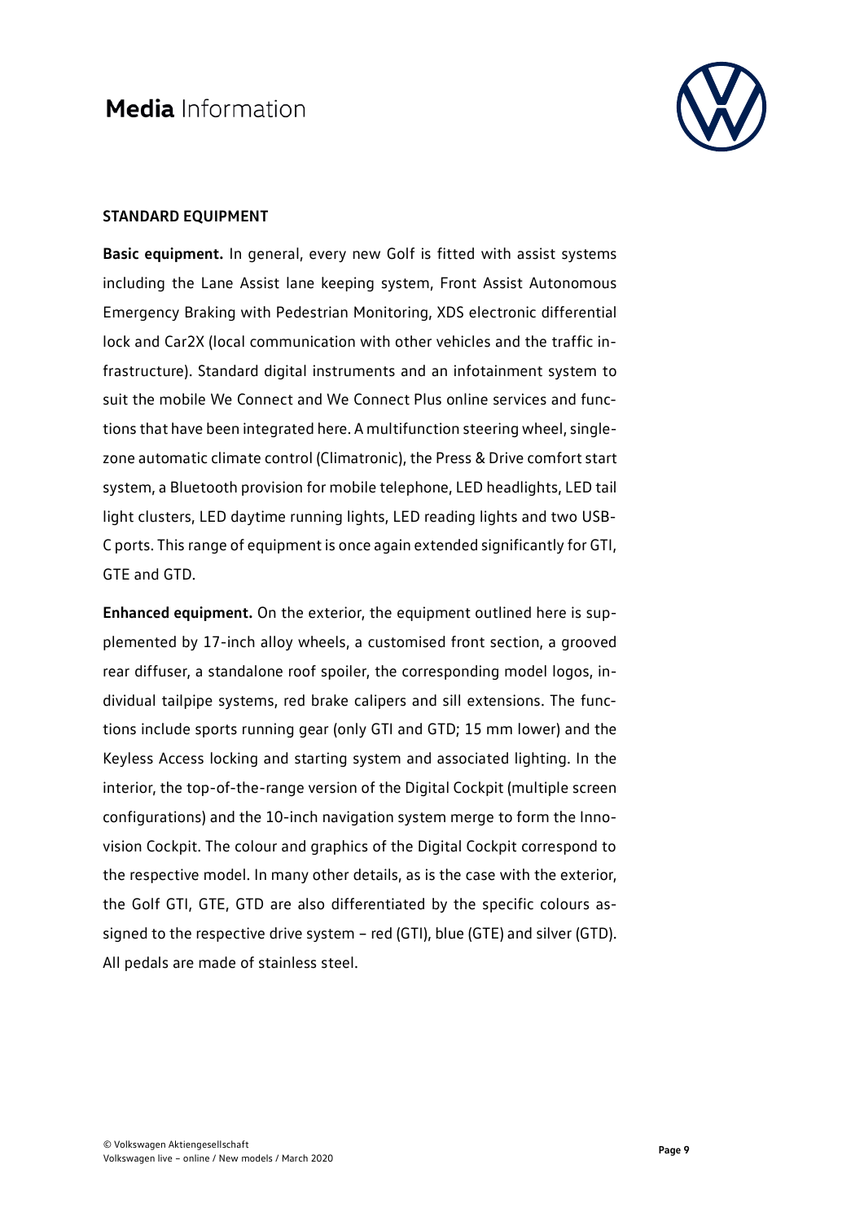## STANDARD EQUIPMENT

**Basic equipment.** In general, every new Golf is fitted with assist systems including the Lane Assist lane keeping system, Front Assist Autonomous Emergency Braking with Pedestrian Monitoring, XDS electronic differential lock and Car2X (local communication with other vehicles and the traffic infrastructure). Standard digital instruments and an infotainment system to suit the mobile We Connect and We Connect Plus online services and functions that have been integrated here. A multifunction steering wheel, single-zone automatic climate control (Climatronic), the Press & Drive comfort start system, a Bluetooth provision for mobile telephone, LED headlights, LED tail light clusters, LED daytime running lights, LED reading lights and two USB-C ports. This range of equipment is once again extended significantly for GTI, GTE and GTD.

**Enhanced equipment.** On the exterior, the equipment outlined here is supplemented by 17-inch alloy wheels, a customised front section, a grooved rear diffuser, a standalone roof spoiler, the corresponding model logos, individual tailpipe systems, red brake calipers and sill extensions. The functions include sports running gear (only GTI and GTD; 15 mm lower) and the Keyless Access locking and starting system and associated lighting. In the interior, the top-of-the-range version of the Digital Cockpit (multiple screen configurations) and the 10-inch navigation system merge to form the Innovision Cockpit. The colour and graphics of the Digital Cockpit correspond to the respective model. In many other details, as is the case with the exterior, the Golf GTI, GTE, GTD are also differentiated by the specific colours assigned to the respective drive system – red (GTI), blue (GTE) and silver (GTD). All pedals are made of stainless steel.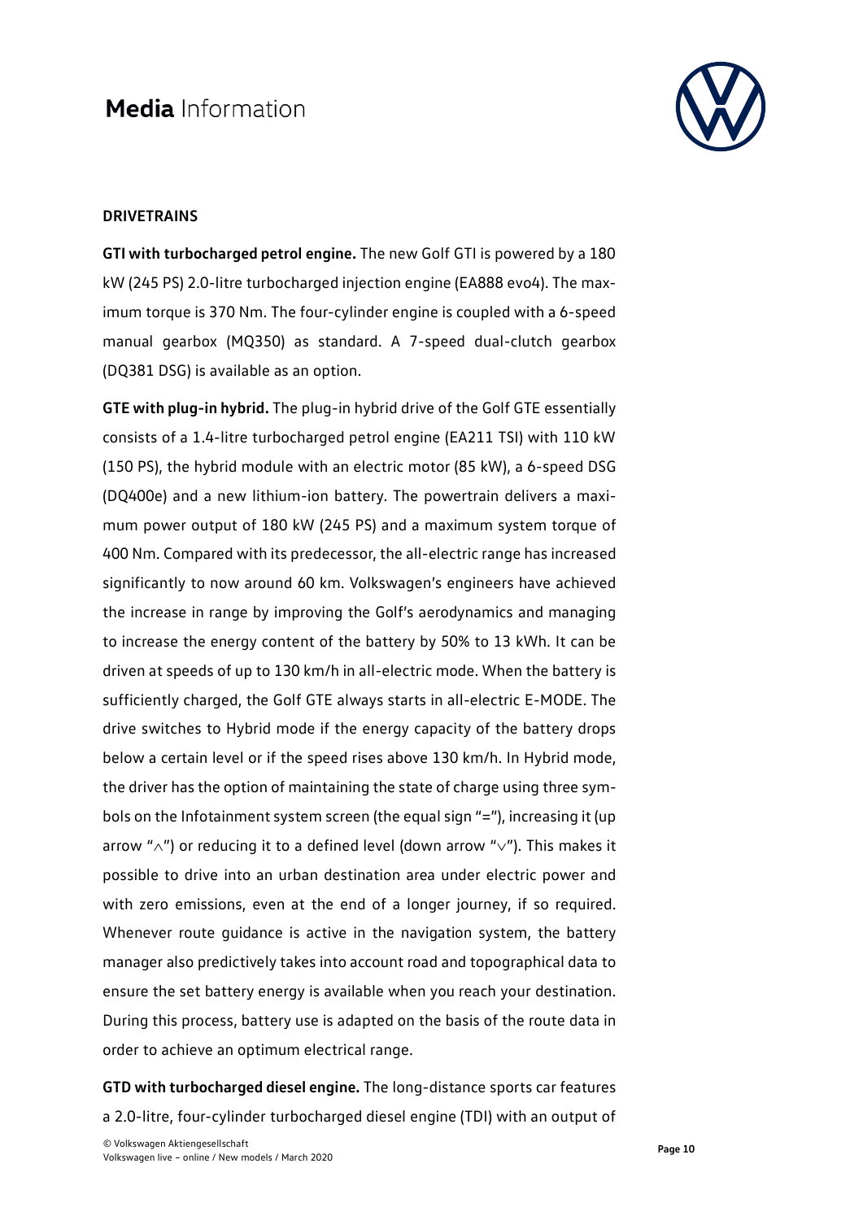## DRIVETRAINS

**GTI with turbocharged petrol engine.** The new Golf GTI is powered by a 180 kW (245 PS) 2.0-litre turbocharged injection engine (EA888 evo4). The maximum torque is 370 Nm. The four-cylinder engine is coupled with a 6-speed manual gearbox (MQ350) as standard. A 7-speed dual-clutch gearbox (DQ381 DSG) is available as an option.

**GTE with plug-in hybrid.** The plug-in hybrid drive of the Golf GTE essentially consists of a 1.4-litre turbocharged petrol engine (EA211 TSI) with 110 kW (150 PS), the hybrid module with an electric motor (85 kW), a 6-speed DSG (DQ400e) and a new lithium-ion battery. The powertrain delivers a maximum power output of 180 kW (245 PS) and a maximum system torque of 400 Nm. Compared with its predecessor, the all-electric range has increased significantly to now around 60 km. Volkswagen's engineers have achieved the increase in range by improving the Golf's aerodynamics and managing to increase the energy content of the battery by 50% to 13 kWh. It can be driven at speeds of up to 130 km/h in all-electric mode. When the battery is sufficiently charged, the Golf GTE always starts in all-electric E-MODE. The drive switches to Hybrid mode if the energy capacity of the battery drops below a certain level or if the speed rises above 130 km/h. In Hybrid mode, the driver has the option of maintaining the state of charge using three symbols on the Infotainment system screen (the equal sign "="), increasing it (up arrow "∧") or reducing it to a defined level (down arrow "∨"). This makes it possible to drive into an urban destination area under electric power and with zero emissions, even at the end of a longer journey, if so required. Whenever route guidance is active in the navigation system, the battery manager also predictively takes into account road and topographical data to ensure the set battery energy is available when you reach your destination. During this process, battery use is adapted on the basis of the route data in order to achieve an optimum electrical range.

**GTD with turbocharged diesel engine.** The long-distance sports car features a 2.0-litre, four-cylinder turbocharged diesel engine (TDI) with an output of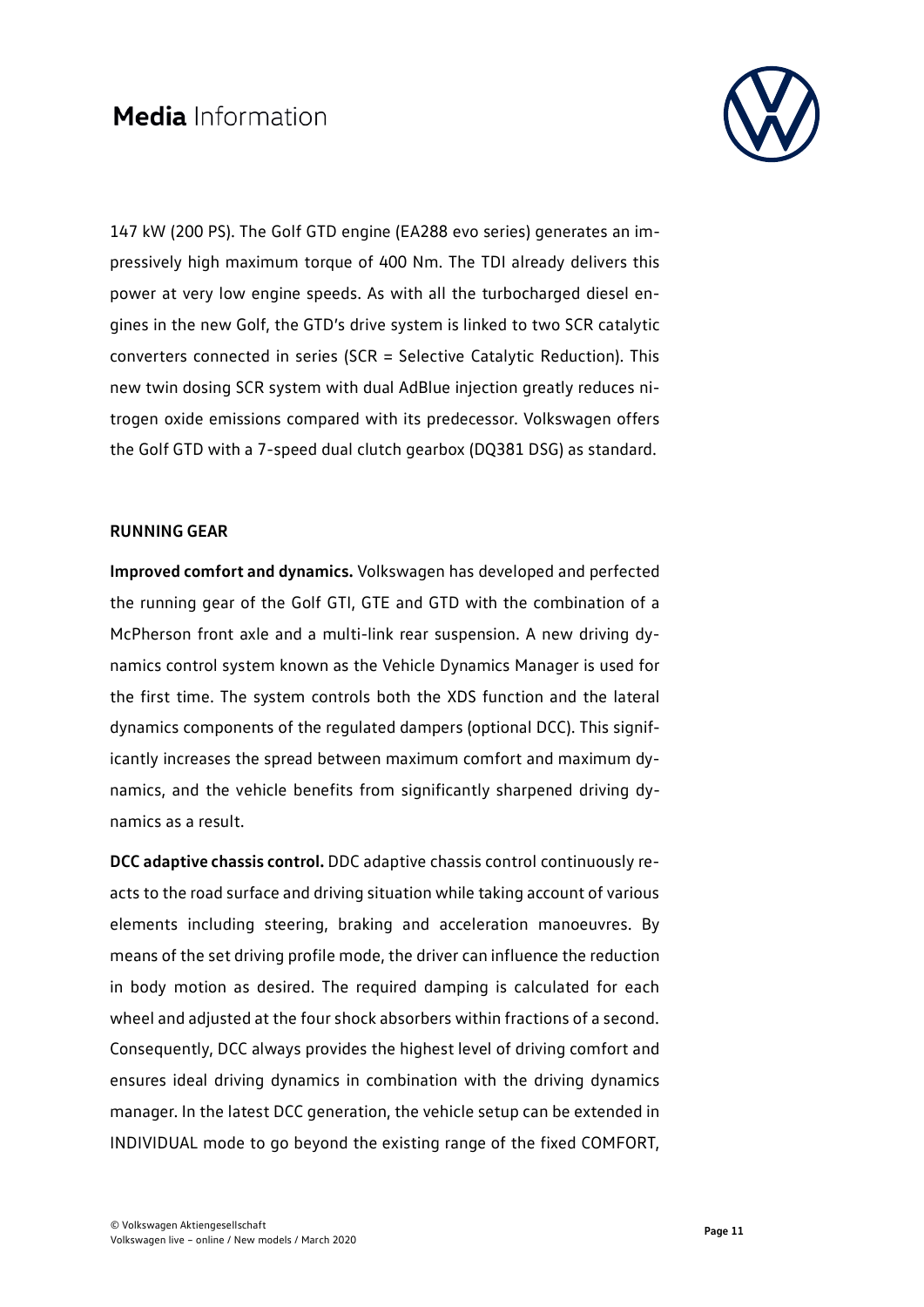147 kW (200 PS). The Golf GTD engine (EA288 evo series) generates an impressively high maximum torque of 400 Nm. The TDI already delivers this power at very low engine speeds. As with all the turbocharged diesel engines in the new Golf, the GTD's drive system is linked to two SCR catalytic converters connected in series (SCR = Selective Catalytic Reduction). This new twin dosing SCR system with dual AdBlue injection greatly reduces nitrogen oxide emissions compared with its predecessor. Volkswagen offers the Golf GTD with a 7-speed dual clutch gearbox (DQ381 DSG) as standard.

## RUNNING GEAR

**Improved comfort and dynamics.** Volkswagen has developed and perfected the running gear of the Golf GTI, GTE and GTD with the combination of a McPherson front axle and a multi-link rear suspension. A new driving dynamics control system known as the Vehicle Dynamics Manager is used for the first time. The system controls both the XDS function and the lateral dynamics components of the regulated dampers (optional DCC). This significantly increases the spread between maximum comfort and maximum dynamics, and the vehicle benefits from significantly sharpened driving dynamics as a result.

**DCC adaptive chassis control.** DDC adaptive chassis control continuously reacts to the road surface and driving situation while taking account of various elements including steering, braking and acceleration manoeuvres. By means of the set driving profile mode, the driver can influence the reduction in body motion as desired. The required damping is calculated for each wheel and adjusted at the four shock absorbers within fractions of a second. Consequently, DCC always provides the highest level of driving comfort and ensures ideal driving dynamics in combination with the driving dynamics manager. In the latest DCC generation, the vehicle setup can be extended in INDIVIDUAL mode to go beyond the existing range of the fixed COMFORT,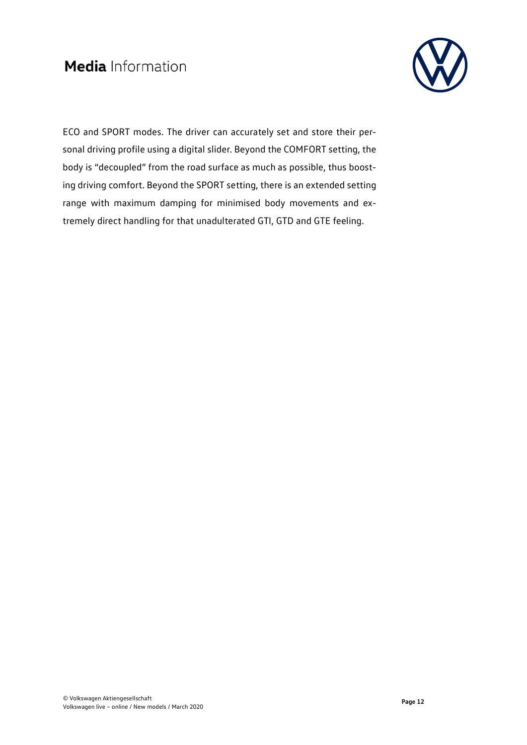ECO and SPORT modes. The driver can accurately set and store their personal driving profile using a digital slider. Beyond the COMFORT setting, the body is "decoupled" from the road surface as much as possible, thus boosting driving comfort. Beyond the SPORT setting, there is an extended setting range with maximum damping for minimised body movements and extremely direct handling for that unadulterated GTI, GTD and GTE feeling.